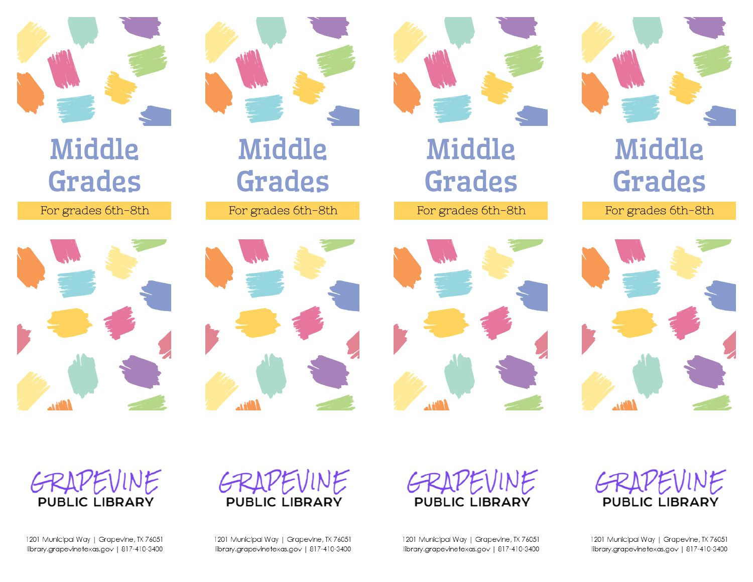# Middle Grades

For grades 6th–8th

GRAPEVINE PUBLIC LIBRARY

1201 Municipal Way | Grapevine, TX 76051
library.grapevinetexas.gov | 817-410-3400

# Middle Grades

For grades 6th–8th

GRAPEVINE PUBLIC LIBRARY

1201 Municipal Way | Grapevine, TX 76051
library.grapevinetexas.gov | 817-410-3400

# Middle Grades

For grades 6th–8th

GRAPEVINE PUBLIC LIBRARY

1201 Municipal Way | Grapevine, TX 76051
library.grapevinetexas.gov | 817-410-3400

# Middle Grades

For grades 6th–8th

GRAPEVINE PUBLIC LIBRARY

1201 Municipal Way | Grapevine, TX 76051
library.grapevinetexas.gov | 817-410-3400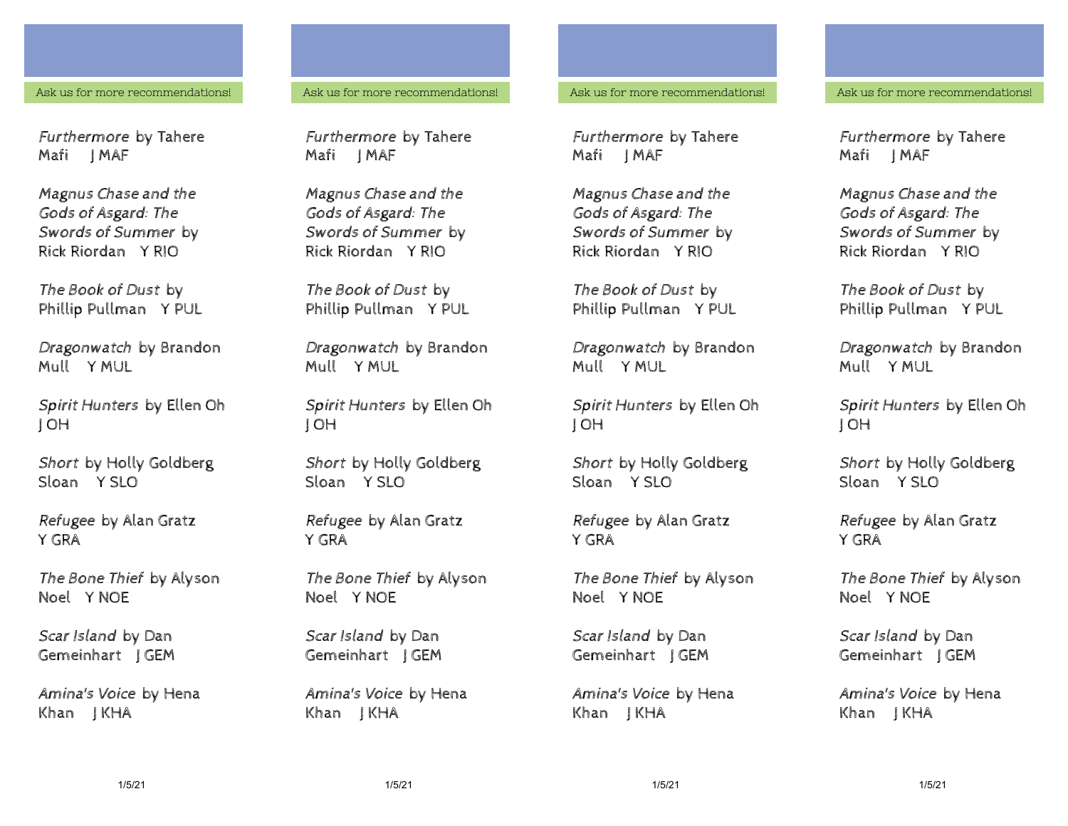Ask us for more recommendations!

*Furthermore* by Tahere Mafi J MAF

*Magnus Chase and the Gods of Asgard: The Swords of Summer* by Rick Riordan Y RIO

*The Book of Dust* by Phillip Pullman Y PUL

*Dragonwatch* by Brandon Mull Y MUL

*Spirit Hunters* by Ellen Oh J OH

*Short* by Holly Goldberg Sloan Y SLO

*Refugee* by Alan Gratz Y GRA

*The Bone Thief* by Alyson Noel Y NOE

*Scar Island* by Dan Gemeinhart J GEM

*Amina's Voice* by Hena Khan J KHA

1/5/21

Ask us for more recommendations!

*Furthermore* by Tahere Mafi J MAF

*Magnus Chase and the Gods of Asgard: The Swords of Summer* by Rick Riordan Y RIO

*The Book of Dust* by Phillip Pullman Y PUL

*Dragonwatch* by Brandon Mull Y MUL

*Spirit Hunters* by Ellen Oh J OH

*Short* by Holly Goldberg Sloan Y SLO

*Refugee* by Alan Gratz Y GRA

*The Bone Thief* by Alyson Noel Y NOE

*Scar Island* by Dan Gemeinhart J GEM

*Amina's Voice* by Hena Khan J KHA

1/5/21

Ask us for more recommendations!

*Furthermore* by Tahere Mafi J MAF

*Magnus Chase and the Gods of Asgard: The Swords of Summer* by Rick Riordan Y RIO

*The Book of Dust* by Phillip Pullman Y PUL

*Dragonwatch* by Brandon Mull Y MUL

*Spirit Hunters* by Ellen Oh J OH

*Short* by Holly Goldberg Sloan Y SLO

*Refugee* by Alan Gratz Y GRA

*The Bone Thief* by Alyson Noel Y NOE

*Scar Island* by Dan Gemeinhart J GEM

*Amina's Voice* by Hena Khan J KHA

1/5/21

Ask us for more recommendations!

*Furthermore* by Tahere Mafi J MAF

*Magnus Chase and the Gods of Asgard: The Swords of Summer* by Rick Riordan Y RIO

*The Book of Dust* by Phillip Pullman Y PUL

*Dragonwatch* by Brandon Mull Y MUL

*Spirit Hunters* by Ellen Oh J OH

*Short* by Holly Goldberg Sloan Y SLO

*Refugee* by Alan Gratz Y GRA

*The Bone Thief* by Alyson Noel Y NOE

*Scar Island* by Dan Gemeinhart J GEM

*Amina's Voice* by Hena Khan J KHA

1/5/21